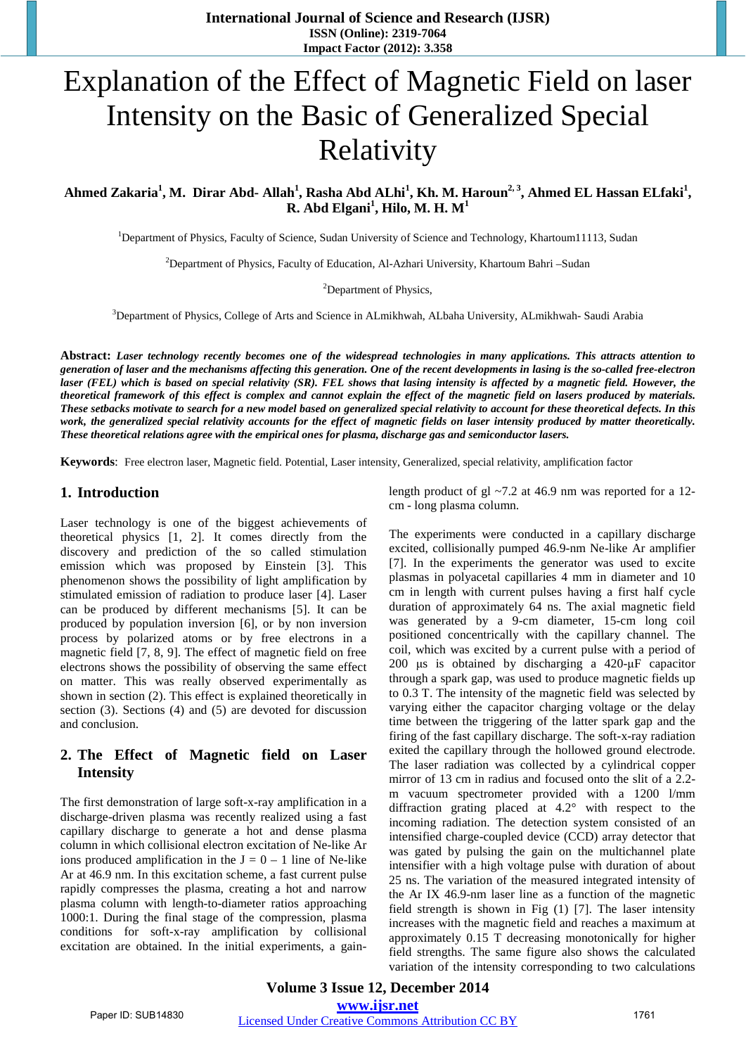# Explanation of the Effect of Magnetic Field on laser Intensity on the Basic of Generalized Special Relativity

**Ahmed Zakaria[1], M. Dirar Abd- Allah[1], Rasha Abd ALhi[1], Kh. M. Haroun[2, 3], Ahmed EL Hassan ELfaki[1], R. Abd Elgani[1], Hilo, M. H. M[1]**

[1]Department of Physics, Faculty of Science, Sudan University of Science and Technology, Khartoum11113, Sudan

[2]Department of Physics, Faculty of Education, Al-Azhari University, Khartoum Bahri –Sudan

[2]Department of Physics,

[3]Department of Physics, College of Arts and Science in ALmikhwah, ALbaha University, ALmikhwah- Saudi Arabia

**Abstract:** ***Laser technology recently becomes one of the widespread technologies in many applications. This attracts attention to generation of laser and the mechanisms affecting this generation. One of the recent developments in lasing is the so-called free-electron laser (FEL) which is based on special relativity (SR). FEL shows that lasing intensity is affected by a magnetic field. However, the theoretical framework of this effect is complex and cannot explain the effect of the magnetic field on lasers produced by materials. These setbacks motivate to search for a new model based on generalized special relativity to account for these theoretical defects. In this work, the generalized special relativity accounts for the effect of magnetic fields on laser intensity produced by matter theoretically. These theoretical relations agree with the empirical ones for plasma, discharge gas and semiconductor lasers.***

**Keywords**: Free electron laser, Magnetic field. Potential, Laser intensity, Generalized, special relativity, amplification factor

## 1. Introduction

Laser technology is one of the biggest achievements of theoretical physics [1, 2]. It comes directly from the discovery and prediction of the so called stimulation emission which was proposed by Einstein [3]. This phenomenon shows the possibility of light amplification by stimulated emission of radiation to produce laser [4]. Laser can be produced by different mechanisms [5]. It can be produced by population inversion [6], or by non inversion process by polarized atoms or by free electrons in a magnetic field [7, 8, 9]. The effect of magnetic field on free electrons shows the possibility of observing the same effect on matter. This was really observed experimentally as shown in section (2). This effect is explained theoretically in section (3). Sections (4) and (5) are devoted for discussion and conclusion.

## 2. The Effect of Magnetic field on Laser Intensity

The first demonstration of large soft-x-ray amplification in a discharge-driven plasma was recently realized using a fast capillary discharge to generate a hot and dense plasma column in which collisional electron excitation of Ne-like Ar ions produced amplification in the J = 0 – 1 line of Ne-like Ar at 46.9 nm. In this excitation scheme, a fast current pulse rapidly compresses the plasma, creating a hot and narrow plasma column with length-to-diameter ratios approaching 1000:1. During the final stage of the compression, plasma conditions for soft-x-ray amplification by collisional excitation are obtained. In the initial experiments, a gain-length product of gl ~7.2 at 46.9 nm was reported for a 12-cm - long plasma column.

The experiments were conducted in a capillary discharge excited, collisionally pumped 46.9-nm Ne-like Ar amplifier [7]. In the experiments the generator was used to excite plasmas in polyacetal capillaries 4 mm in diameter and 10 cm in length with current pulses having a first half cycle duration of approximately 64 ns. The axial magnetic field was generated by a 9-cm diameter, 15-cm long coil positioned concentrically with the capillary channel. The coil, which was excited by a current pulse with a period of 200 µs is obtained by discharging a 420-µF capacitor through a spark gap, was used to produce magnetic fields up to 0.3 T. The intensity of the magnetic field was selected by varying either the capacitor charging voltage or the delay time between the triggering of the latter spark gap and the firing of the fast capillary discharge. The soft-x-ray radiation exited the capillary through the hollowed ground electrode. The laser radiation was collected by a cylindrical copper mirror of 13 cm in radius and focused onto the slit of a 2.2-m vacuum spectrometer provided with a 1200 l/mm diffraction grating placed at 4.2° with respect to the incoming radiation. The detection system consisted of an intensified charge-coupled device (CCD) array detector that was gated by pulsing the gain on the multichannel plate intensifier with a high voltage pulse with duration of about 25 ns. The variation of the measured integrated intensity of the Ar IX 46.9-nm laser line as a function of the magnetic field strength is shown in Fig (1) [7]. The laser intensity increases with the magnetic field and reaches a maximum at approximately 0.15 T decreasing monotonically for higher field strengths. The same figure also shows the calculated variation of the intensity corresponding to two calculations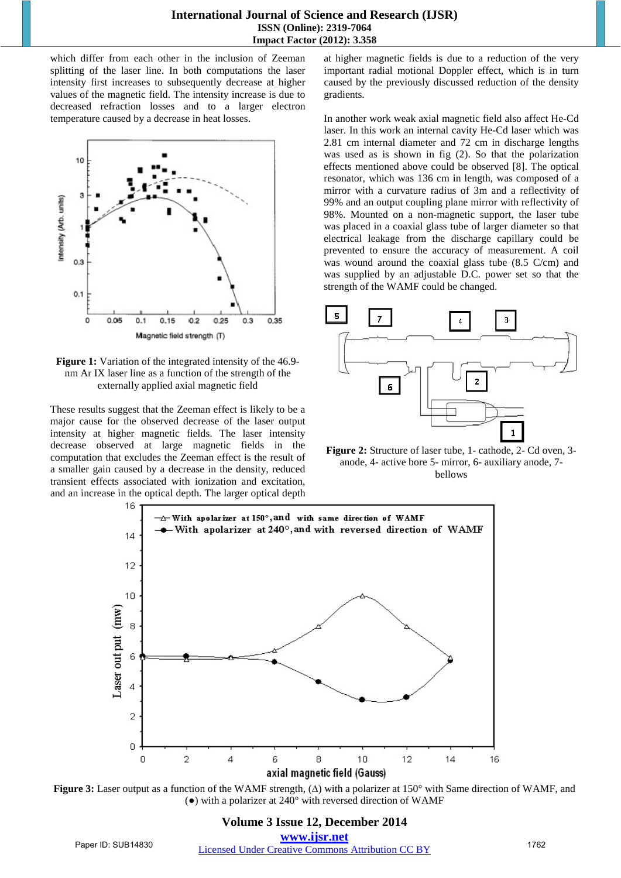which differ from each other in the inclusion of Zeeman splitting of the laser line. In both computations the laser intensity first increases to subsequently decrease at higher values of the magnetic field. The intensity increase is due to decreased refraction losses and to a larger electron temperature caused by a decrease in heat losses.

**Figure 1:** Variation of the integrated intensity of the 46.9-nm Ar IX laser line as a function of the strength of the externally applied axial magnetic field

These results suggest that the Zeeman effect is likely to be a major cause for the observed decrease of the laser output intensity at higher magnetic fields. The laser intensity decrease observed at large magnetic fields in the computation that excludes the Zeeman effect is the result of a smaller gain caused by a decrease in the density, reduced transient effects associated with ionization and excitation, and an increase in the optical depth. The larger optical depth at higher magnetic fields is due to a reduction of the very important radial motional Doppler effect, which is in turn caused by the previously discussed reduction of the density gradients.

In another work weak axial magnetic field also affect He-Cd laser. In this work an internal cavity He-Cd laser which was 2.81 cm internal diameter and 72 cm in discharge lengths was used as is shown in fig (2). So that the polarization effects mentioned above could be observed [8]. The optical resonator, which was 136 cm in length, was composed of a mirror with a curvature radius of 3m and a reflectivity of 99% and an output coupling plane mirror with reflectivity of 98%. Mounted on a non-magnetic support, the laser tube was placed in a coaxial glass tube of larger diameter so that electrical leakage from the discharge capillary could be prevented to ensure the accuracy of measurement. A coil was wound around the coaxial glass tube (8.5 C/cm) and was supplied by an adjustable D.C. power set so that the strength of the WAMF could be changed.

**Figure 2:** Structure of laser tube, 1- cathode, 2- Cd oven, 3- anode, 4- active bore 5- mirror, 6- auxiliary anode, 7- bellows

**Figure 3:** Laser output as a function of the WAMF strength, (Δ) with a polarizer at 150° with Same direction of WAMF, and (●) with a polarizer at 240° with reversed direction of WAMF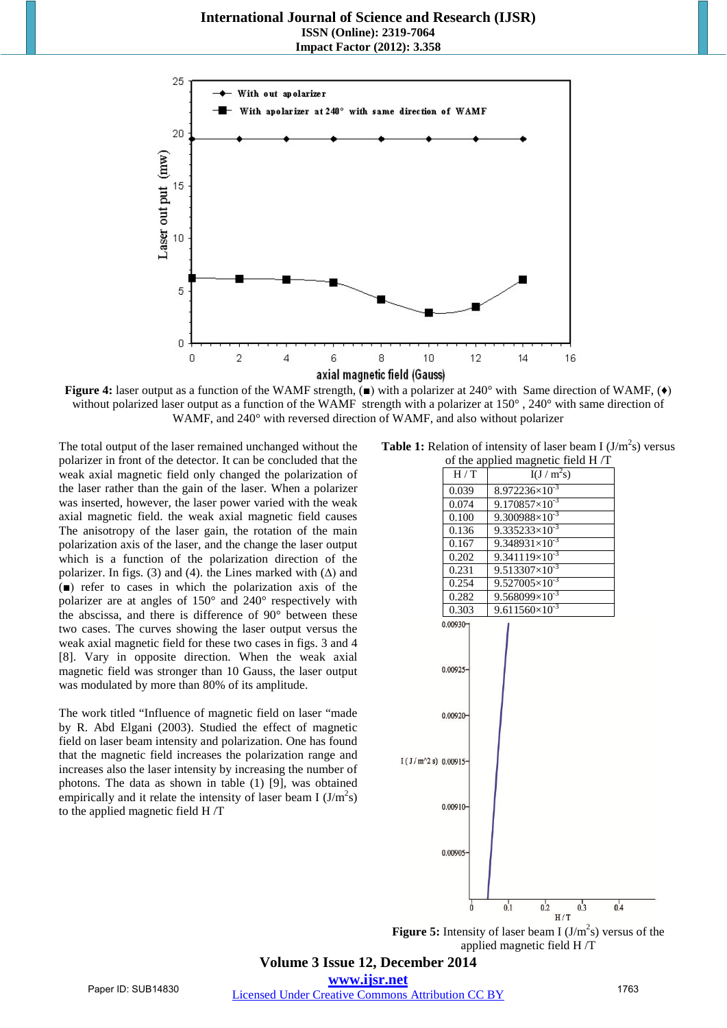**Figure 4:** laser output as a function of the WAMF strength, (■) with a polarizer at 240° with Same direction of WAMF, (♦) without polarized laser output as a function of the WAMF strength with a polarizer at 150° , 240° with same direction of WAMF, and 240° with reversed direction of WAMF, and also without polarizer

The total output of the laser remained unchanged without the polarizer in front of the detector. It can be concluded that the weak axial magnetic field only changed the polarization of the laser rather than the gain of the laser. When a polarizer was inserted, however, the laser power varied with the weak axial magnetic field. the weak axial magnetic field causes The anisotropy of the laser gain, the rotation of the main polarization axis of the laser, and the change the laser output which is a function of the polarization direction of the polarizer. In figs. (3) and (4). the Lines marked with (Δ) and (■) refer to cases in which the polarization axis of the polarizer are at angles of 150° and 240° respectively with the abscissa, and there is difference of 90° between these two cases. The curves showing the laser output versus the weak axial magnetic field for these two cases in figs. 3 and 4 [8]. Vary in opposite direction. When the weak axial magnetic field was stronger than 10 Gauss, the laser output was modulated by more than 80% of its amplitude.

The work titled "Influence of magnetic field on laser "made by R. Abd Elgani (2003). Studied the effect of magnetic field on laser beam intensity and polarization. One has found that the magnetic field increases the polarization range and increases also the laser intensity by increasing the number of photons. The data as shown in table (1) [9], was obtained empirically and it relate the intensity of laser beam I ($J/m^2s$) to the applied magnetic field H /T

**Table 1:** Relation of intensity of laser beam I ($J/m^2s$) versus of the applied magnetic field H /T

| H / T | I($J / m^2s$) |
|---|---|
| 0.039 | $8.972236\times10^{-3}$ |
| 0.074 | $9.170857\times10^{-3}$ |
| 0.100 | $9.300988\times10^{-3}$ |
| 0.136 | $9.335233\times10^{-3}$ |
| 0.167 | $9.348931\times10^{-3}$ |
| 0.202 | $9.341119\times10^{-3}$ |
| 0.231 | $9.513307\times10^{-3}$ |
| 0.254 | $9.527005\times10^{-3}$ |
| 0.282 | $9.568099\times10^{-3}$ |
| 0.303 | $9.611560\times10^{-3}$ |

**Figure 5:** Intensity of laser beam I ($J/m^2s$) versus of the applied magnetic field H /T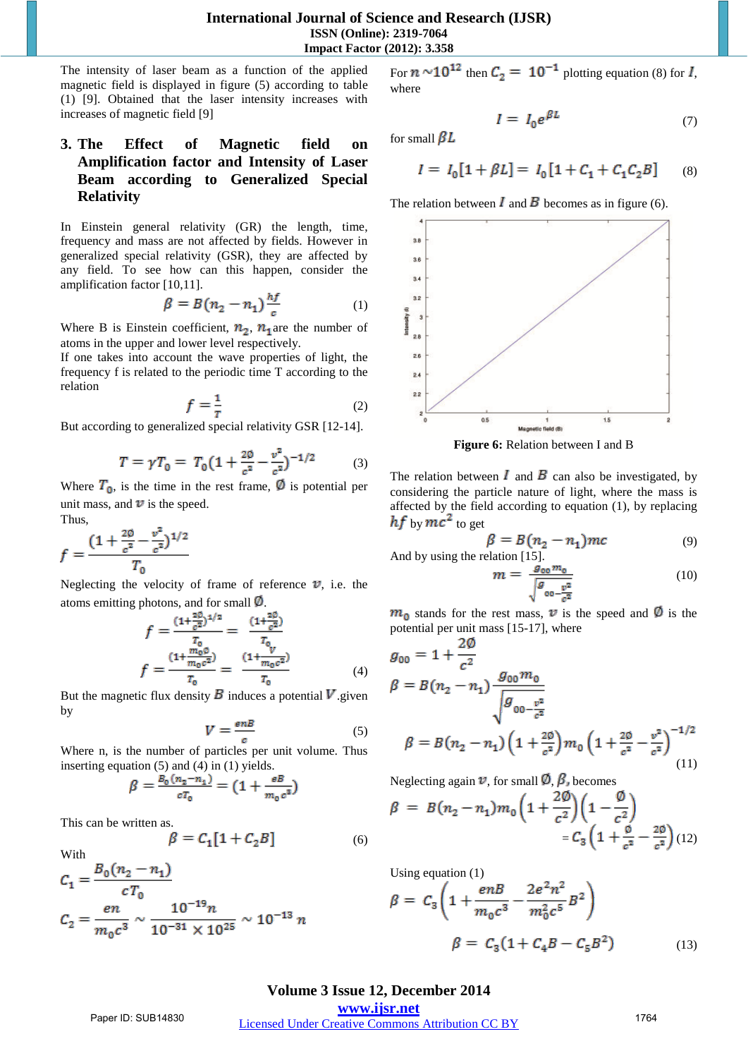The intensity of laser beam as a function of the applied magnetic field is displayed in figure (5) according to table (1) [9]. Obtained that the laser intensity increases with increases of magnetic field [9]

## 3. The Effect of Magnetic field on Amplification factor and Intensity of Laser Beam according to Generalized Special Relativity

In Einstein general relativity (GR) the length, time, frequency and mass are not affected by fields. However in generalized special relativity (GSR), they are affected by any field. To see how can this happen, consider the amplification factor [10,11].

$$\beta = B(n_2 - n_1)\frac{hf}{c} \tag{1}$$

Where B is Einstein coefficient, $n_2$, $n_1$ are the number of atoms in the upper and lower level respectively.
If one takes into account the wave properties of light, the frequency f is related to the periodic time T according to the relation

$$f = \frac{1}{T} \tag{2}$$

But according to generalized special relativity GSR [12-14].

$$T = \gamma T_0 = T_0\left(1 + \frac{2\emptyset}{c^2} - \frac{v^2}{c^2}\right)^{-1/2} \tag{3}$$

Where $T_0$, is the time in the rest frame, $\emptyset$ is potential per unit mass, and $v$ is the speed.
Thus,

$$f = \frac{\left(1 + \frac{2\emptyset}{c^2} - \frac{v^2}{c^2}\right)^{1/2}}{T_0}$$

Neglecting the velocity of frame of reference $v$, i.e. the atoms emitting photons, and for small $\emptyset$.

$$f = \frac{\left(1 + \frac{2\emptyset}{c^2}\right)^{1/2}}{T_0} = \frac{\left(1 + \frac{\emptyset}{c^2}\right)}{T_0}$$

$$f = \frac{\left(1 + \frac{m_0\emptyset}{m_0 c^2}\right)}{T_0} = \frac{\left(1 + \frac{V}{m_0 c^2}\right)}{T_0} \tag{4}$$

But the magnetic flux density $B$ induces a potential $V$ given by

$$V = \frac{enB}{c} \tag{5}$$

Where n, is the number of particles per unit volume. Thus inserting equation (5) and (4) in (1) yields.

$$\beta = \frac{B_0(n_2 - n_1)}{cT_0} = \left(1 + \frac{eB}{m_0 c^3}\right)$$

This can be written as.

$$\beta = C_1[1 + C_2 B] \tag{6}$$

With

$$C_1 = \frac{B_0(n_2 - n_1)}{cT_0}$$

$$C_2 = \frac{en}{m_0 c^3} \sim \frac{10^{-19} n}{10^{-31} \times 10^{25}} \sim 10^{-13}\, n$$

For $n \sim 10^{12}$ then $C_2 = 10^{-1}$ plotting equation (8) for $I$, where

$$I = I_0 e^{\beta L} \tag{7}$$

for small $\beta L$

$$I = I_0[1 + \beta L] = I_0[1 + C_1 + C_1 C_2 B] \tag{8}$$

The relation between $I$ and $B$ becomes as in figure (6).

**Figure 6:** Relation between I and B

The relation between $I$ and $B$ can also be investigated, by considering the particle nature of light, where the mass is affected by the field according to equation (1), by replacing $hf$ by $mc^2$ to get

$$\beta = B(n_2 - n_1)mc \tag{9}$$

And by using the relation [15].

$$m = \frac{g_{00} m_0}{\sqrt{g_{00} - \frac{v^2}{c^2}}} \tag{10}$$

$m_0$ stands for the rest mass, $v$ is the speed and $\emptyset$ is the potential per unit mass [15-17], where

$$g_{00} = 1 + \frac{2\emptyset}{c^2}$$

$$\beta = B(n_2 - n_1)\frac{g_{00} m_0}{\sqrt{g_{00} - \frac{v^2}{c^2}}}$$

$$\beta = B(n_2 - n_1)\left(1 + \frac{2\emptyset}{c^2}\right) m_0 \left(1 + \frac{2\emptyset}{c^2} - \frac{v^2}{c^2}\right)^{-1/2} \tag{11}$$

Neglecting again $v$, for small $\emptyset$, $\beta$, becomes

$$\beta = B(n_2 - n_1) m_0 \left(1 + \frac{2\emptyset}{c^2}\right)\left(1 - \frac{\emptyset}{c^2}\right) = C_3\left(1 + \frac{\emptyset}{c^2} - \frac{2\emptyset}{c^2}\right) \tag{12}$$

Using equation (1)

$$\beta = C_3\left(1 + \frac{enB}{m_0 c^3} - \frac{2e^2 n^2}{m_0^2 c^5} B^2\right)$$

$$\beta = C_3(1 + C_4 B - C_5 B^2) \tag{13}$$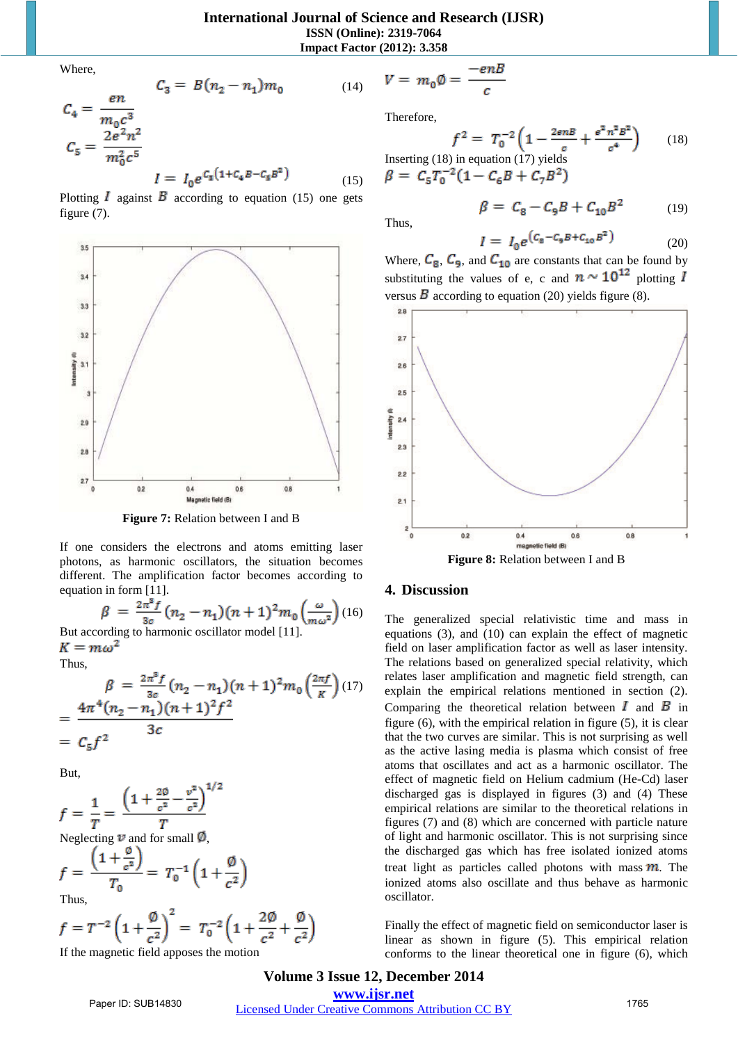Where,

$$C_3 = B(n_2 - n_1)m_0 \quad (14)$$

$$C_4 = \frac{en}{m_0 c^3}$$

$$C_5 = \frac{2e^2 n^2}{m_0^2 c^5}$$

$$I = I_0 e^{C_3(1 + C_4 B - C_5 B^2)} \quad (15)$$

Plotting $I$ against $B$ according to equation (15) one gets figure (7).

**Figure 7:** Relation between I and B

If one considers the electrons and atoms emitting laser photons, as harmonic oscillators, the situation becomes different. The amplification factor becomes according to equation in form [11].

$$\beta = \frac{2\pi^3 f}{3c}(n_2 - n_1)(n+1)^2 m_0 \left(\frac{\omega}{m\omega^2}\right) \quad (16)$$

But according to harmonic oscillator model [11].

$K = m\omega^2$

Thus,

$$\beta = \frac{2\pi^3 f}{3c}(n_2 - n_1)(n+1)^2 m_0 \left(\frac{2\pi f}{K}\right) \quad (17)$$

$$= \frac{4\pi^4 (n_2 - n_1)(n+1)^2 f^2}{3c}$$

$$= C_5 f^2$$

But,

$$f = \frac{1}{T} = \frac{\left(1 + \frac{2\emptyset}{c^2} - \frac{v^2}{c^2}\right)^{1/2}}{T}$$

Neglecting $v$ and for small $\emptyset$,

$$f = \frac{\left(1 + \frac{\emptyset}{c^2}\right)}{T_0} = T_0^{-1}\left(1 + \frac{\emptyset}{c^2}\right)$$

Thus,

$$f = T^{-2}\left(1 + \frac{\emptyset}{c^2}\right)^2 = T_0^{-2}\left(1 + \frac{2\emptyset}{c^2} + \frac{\emptyset}{c^2}\right)$$

If the magnetic field apposes the motion

$$V = m_0 \emptyset = \frac{-enB}{c}$$

Therefore,

$$f^2 = T_0^{-2}\left(1 - \frac{2enB}{c} + \frac{e^2 n^2 B^2}{c^4}\right) \quad (18)$$

Inserting (18) in equation (17) yields

$$\beta = C_5 T_0^{-2}\left(1 - C_6 B + C_7 B^2\right)$$

$$\beta = C_8 - C_9 B + C_{10} B^2 \quad (19)$$

Thus,

$$I = I_0 e^{(C_8 - C_9 B + C_{10} B^2)} \quad (20)$$

Where, $C_8$, $C_9$, and $C_{10}$ are constants that can be found by substituting the values of e, c and $n \sim 10^{12}$ plotting $I$ versus $B$ according to equation (20) yields figure (8).

**Figure 8:** Relation between I and B

## 4. Discussion

The generalized special relativistic time and mass in equations (3), and (10) can explain the effect of magnetic field on laser amplification factor as well as laser intensity. The relations based on generalized special relativity, which relates laser amplification and magnetic field strength, can explain the empirical relations mentioned in section (2). Comparing the theoretical relation between $I$ and $B$ in figure (6), with the empirical relation in figure (5), it is clear that the two curves are similar. This is not surprising as well as the active lasing media is plasma which consist of free atoms that oscillates and act as a harmonic oscillator. The effect of magnetic field on Helium cadmium (He-Cd) laser discharged gas is displayed in figures (3) and (4) These empirical relations are similar to the theoretical relations in figures (7) and (8) which are concerned with particle nature of light and harmonic oscillator. This is not surprising since the discharged gas which has free isolated ionized atoms treat light as particles called photons with mass $m$. The ionized atoms also oscillate and thus behave as harmonic oscillator.

Finally the effect of magnetic field on semiconductor laser is linear as shown in figure (5). This empirical relation conforms to the linear theoretical one in figure (6), which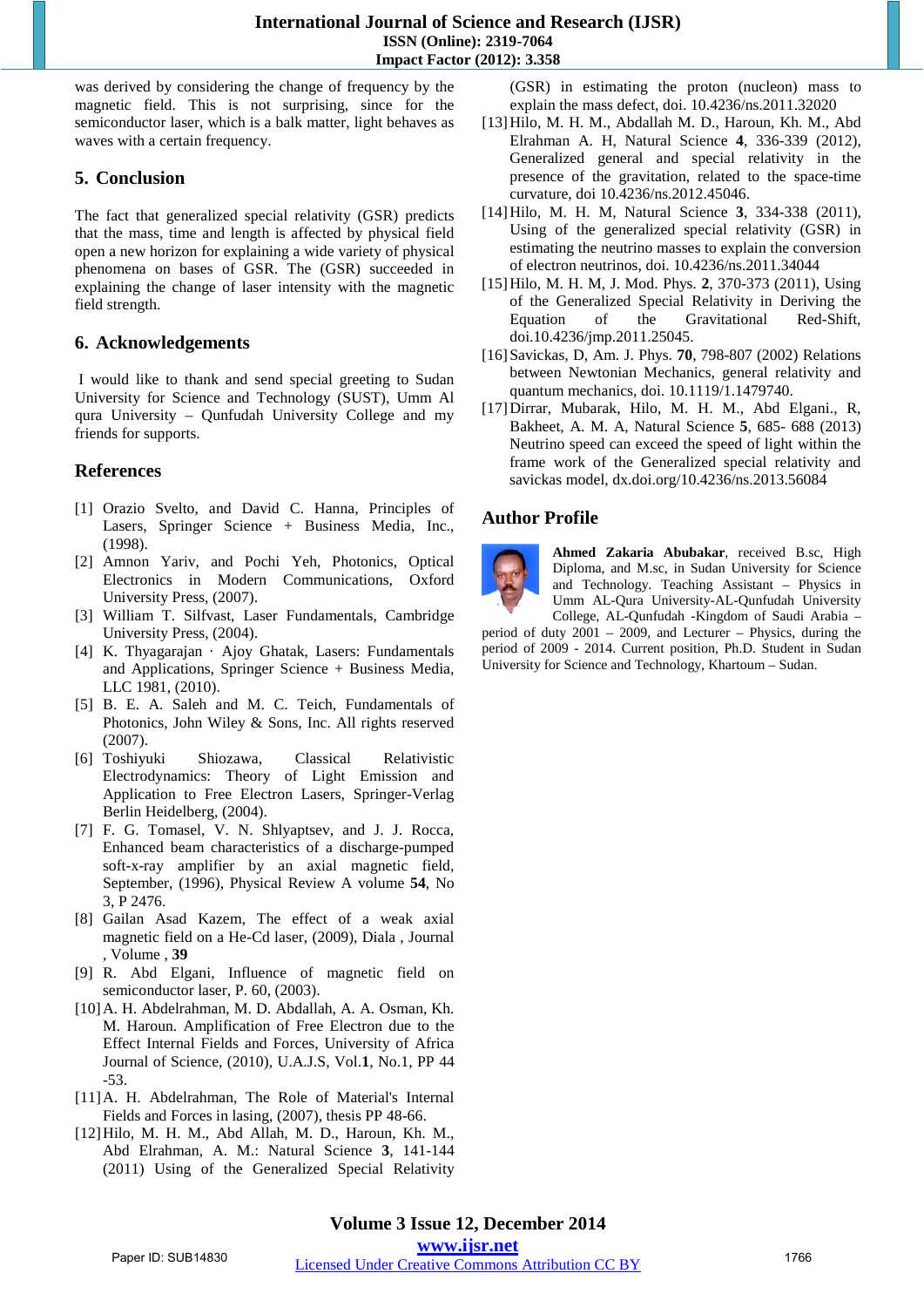was derived by considering the change of frequency by the magnetic field. This is not surprising, since for the semiconductor laser, which is a balk matter, light behaves as waves with a certain frequency.

## 5. Conclusion

The fact that generalized special relativity (GSR) predicts that the mass, time and length is affected by physical field open a new horizon for explaining a wide variety of physical phenomena on bases of GSR. The (GSR) succeeded in explaining the change of laser intensity with the magnetic field strength.

## 6. Acknowledgements

I would like to thank and send special greeting to Sudan University for Science and Technology (SUST), Umm Al qura University – Qunfudah University College and my friends for supports.

## References

[1] Orazio Svelto, and David C. Hanna, Principles of Lasers, Springer Science + Business Media, Inc., (1998).

[2] Amnon Yariv, and Pochi Yeh, Photonics, Optical Electronics in Modern Communications, Oxford University Press, (2007).

[3] William T. Silfvast, Laser Fundamentals, Cambridge University Press, (2004).

[4] K. Thyagarajan · Ajoy Ghatak, Lasers: Fundamentals and Applications, Springer Science + Business Media, LLC 1981, (2010).

[5] B. E. A. Saleh and M. C. Teich, Fundamentals of Photonics, John Wiley & Sons, Inc. All rights reserved (2007).

[6] Toshiyuki Shiozawa, Classical Relativistic Electrodynamics: Theory of Light Emission and Application to Free Electron Lasers, Springer-Verlag Berlin Heidelberg, (2004).

[7] F. G. Tomasel, V. N. Shlyaptsev, and J. J. Rocca, Enhanced beam characteristics of a discharge-pumped soft-x-ray amplifier by an axial magnetic field, September, (1996), Physical Review A volume **54**, No 3, P 2476.

[8] Gailan Asad Kazem, The effect of a weak axial magnetic field on a He-Cd laser, (2009), Diala , Journal , Volume , **39**

[9] R. Abd Elgani, Influence of magnetic field on semiconductor laser, P. 60, (2003).

[10] A. H. Abdelrahman, M. D. Abdallah, A. A. Osman, Kh. M. Haroun. Amplification of Free Electron due to the Effect Internal Fields and Forces, University of Africa Journal of Science, (2010), U.A.J.S, Vol.**1**, No.1, PP 44 -53.

[11] A. H. Abdelrahman, The Role of Material's Internal Fields and Forces in lasing, (2007), thesis PP 48-66.

[12] Hilo, M. H. M., Abd Allah, M. D., Haroun, Kh. M., Abd Elrahman, A. M.: Natural Science **3**, 141-144 (2011) Using of the Generalized Special Relativity (GSR) in estimating the proton (nucleon) mass to explain the mass defect, doi. 10.4236/ns.2011.32020

[13] Hilo, M. H. M., Abdallah M. D., Haroun, Kh. M., Abd Elrahman A. H, Natural Science **4**, 336-339 (2012), Generalized general and special relativity in the presence of the gravitation, related to the space-time curvature, doi 10.4236/ns.2012.45046.

[14] Hilo, M. H. M, Natural Science **3**, 334-338 (2011), Using of the generalized special relativity (GSR) in estimating the neutrino masses to explain the conversion of electron neutrinos, doi. 10.4236/ns.2011.34044

[15] Hilo, M. H. M, J. Mod. Phys. **2**, 370-373 (2011), Using of the Generalized Special Relativity in Deriving the Equation of the Gravitational Red-Shift, doi.10.4236/jmp.2011.25045.

[16] Savickas, D, Am. J. Phys. **70**, 798-807 (2002) Relations between Newtonian Mechanics, general relativity and quantum mechanics, doi. 10.1119/1.1479740.

[17] Dirrar, Mubarak, Hilo, M. H. M., Abd Elgani., R, Bakheet, A. M. A, Natural Science **5**, 685- 688 (2013) Neutrino speed can exceed the speed of light within the frame work of the Generalized special relativity and savickas model, dx.doi.org/10.4236/ns.2013.56084

## Author Profile

**Ahmed Zakaria Abubakar**, received B.sc, High Diploma, and M.sc, in Sudan University for Science and Technology. Teaching Assistant – Physics in Umm AL-Qura University-AL-Qunfudah University College, AL-Qunfudah -Kingdom of Saudi Arabia – period of duty 2001 – 2009, and Lecturer – Physics, during the period of 2009 - 2014. Current position, Ph.D. Student in Sudan University for Science and Technology, Khartoum – Sudan.